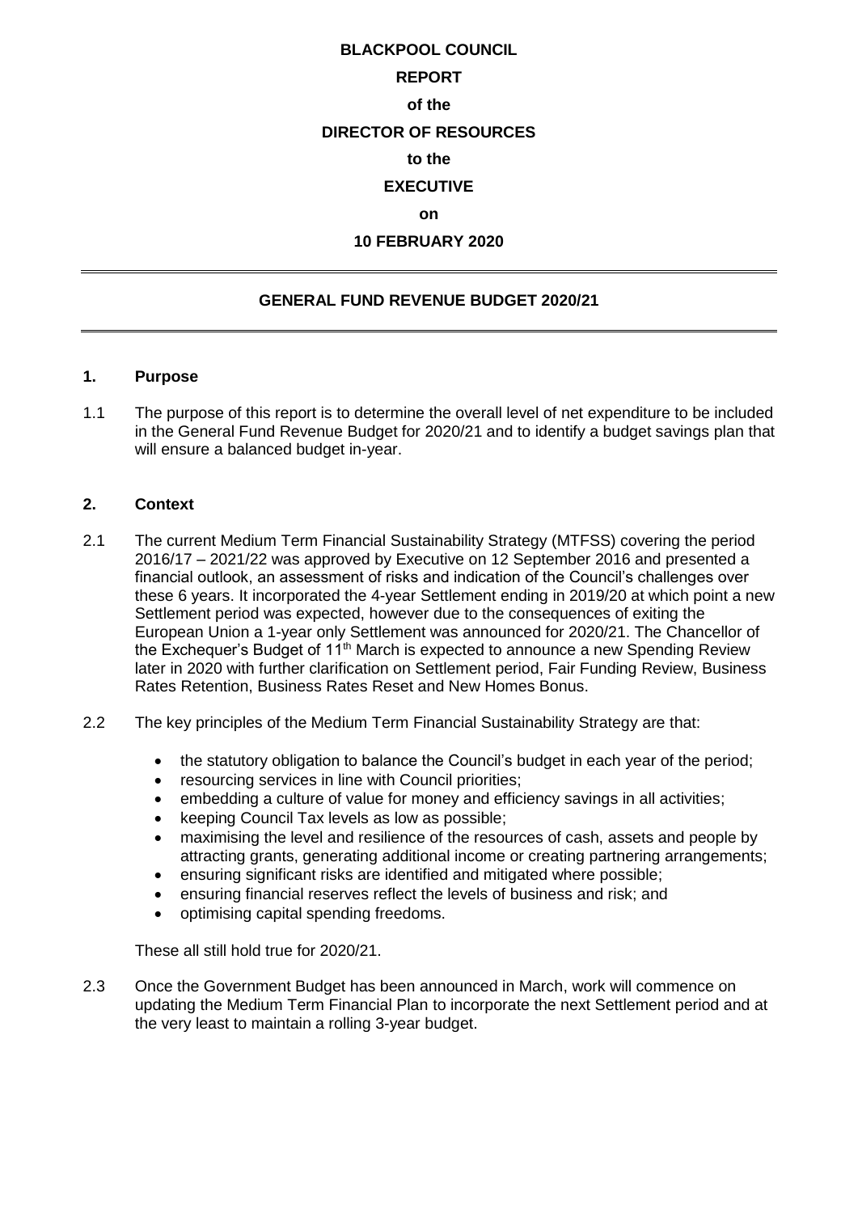**BLACKPOOL COUNCIL**

**REPORT**

**of the**

**DIRECTOR OF RESOURCES**

**to the**

**EXECUTIVE**

**on**

**10 FEBRUARY 2020**

---

## GENERAL FUND REVENUE BUDGET 2020/21

---

### 1. Purpose

1.1 The purpose of this report is to determine the overall level of net expenditure to be included in the General Fund Revenue Budget for 2020/21 and to identify a budget savings plan that will ensure a balanced budget in-year.

### 2. Context

2.1 The current Medium Term Financial Sustainability Strategy (MTFSS) covering the period 2016/17 – 2021/22 was approved by Executive on 12 September 2016 and presented a financial outlook, an assessment of risks and indication of the Council's challenges over these 6 years. It incorporated the 4-year Settlement ending in 2019/20 at which point a new Settlement period was expected, however due to the consequences of exiting the European Union a 1-year only Settlement was announced for 2020/21. The Chancellor of the Exchequer's Budget of 11th March is expected to announce a new Spending Review later in 2020 with further clarification on Settlement period, Fair Funding Review, Business Rates Retention, Business Rates Reset and New Homes Bonus.

2.2 The key principles of the Medium Term Financial Sustainability Strategy are that:

- the statutory obligation to balance the Council's budget in each year of the period;
- resourcing services in line with Council priorities;
- embedding a culture of value for money and efficiency savings in all activities;
- keeping Council Tax levels as low as possible;
- maximising the level and resilience of the resources of cash, assets and people by attracting grants, generating additional income or creating partnering arrangements;
- ensuring significant risks are identified and mitigated where possible;
- ensuring financial reserves reflect the levels of business and risk; and
- optimising capital spending freedoms.

These all still hold true for 2020/21.

2.3 Once the Government Budget has been announced in March, work will commence on updating the Medium Term Financial Plan to incorporate the next Settlement period and at the very least to maintain a rolling 3-year budget.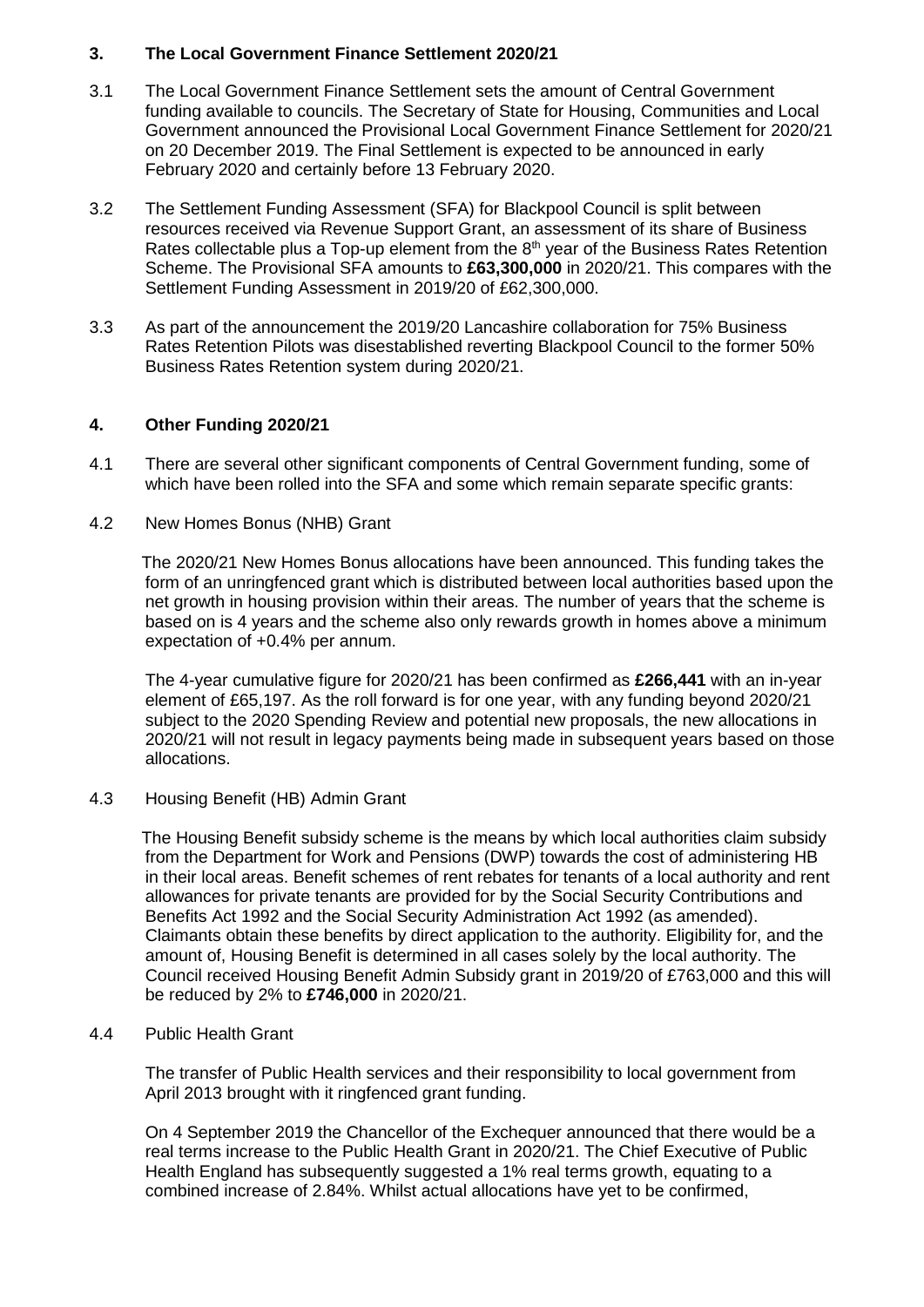## 3. The Local Government Finance Settlement 2020/21

3.1 The Local Government Finance Settlement sets the amount of Central Government funding available to councils. The Secretary of State for Housing, Communities and Local Government announced the Provisional Local Government Finance Settlement for 2020/21 on 20 December 2019. The Final Settlement is expected to be announced in early February 2020 and certainly before 13 February 2020.

3.2 The Settlement Funding Assessment (SFA) for Blackpool Council is split between resources received via Revenue Support Grant, an assessment of its share of Business Rates collectable plus a Top-up element from the 8th year of the Business Rates Retention Scheme. The Provisional SFA amounts to **£63,300,000** in 2020/21. This compares with the Settlement Funding Assessment in 2019/20 of £62,300,000.

3.3 As part of the announcement the 2019/20 Lancashire collaboration for 75% Business Rates Retention Pilots was disestablished reverting Blackpool Council to the former 50% Business Rates Retention system during 2020/21.

## 4. Other Funding 2020/21

4.1 There are several other significant components of Central Government funding, some of which have been rolled into the SFA and some which remain separate specific grants:

4.2 New Homes Bonus (NHB) Grant

The 2020/21 New Homes Bonus allocations have been announced. This funding takes the form of an unringfenced grant which is distributed between local authorities based upon the net growth in housing provision within their areas. The number of years that the scheme is based on is 4 years and the scheme also only rewards growth in homes above a minimum expectation of +0.4% per annum.

The 4-year cumulative figure for 2020/21 has been confirmed as **£266,441** with an in-year element of £65,197. As the roll forward is for one year, with any funding beyond 2020/21 subject to the 2020 Spending Review and potential new proposals, the new allocations in 2020/21 will not result in legacy payments being made in subsequent years based on those allocations.

4.3 Housing Benefit (HB) Admin Grant

The Housing Benefit subsidy scheme is the means by which local authorities claim subsidy from the Department for Work and Pensions (DWP) towards the cost of administering HB in their local areas. Benefit schemes of rent rebates for tenants of a local authority and rent allowances for private tenants are provided for by the Social Security Contributions and Benefits Act 1992 and the Social Security Administration Act 1992 (as amended). Claimants obtain these benefits by direct application to the authority. Eligibility for, and the amount of, Housing Benefit is determined in all cases solely by the local authority. The Council received Housing Benefit Admin Subsidy grant in 2019/20 of £763,000 and this will be reduced by 2% to **£746,000** in 2020/21.

4.4 Public Health Grant

The transfer of Public Health services and their responsibility to local government from April 2013 brought with it ringfenced grant funding.

On 4 September 2019 the Chancellor of the Exchequer announced that there would be a real terms increase to the Public Health Grant in 2020/21. The Chief Executive of Public Health England has subsequently suggested a 1% real terms growth, equating to a combined increase of 2.84%. Whilst actual allocations have yet to be confirmed,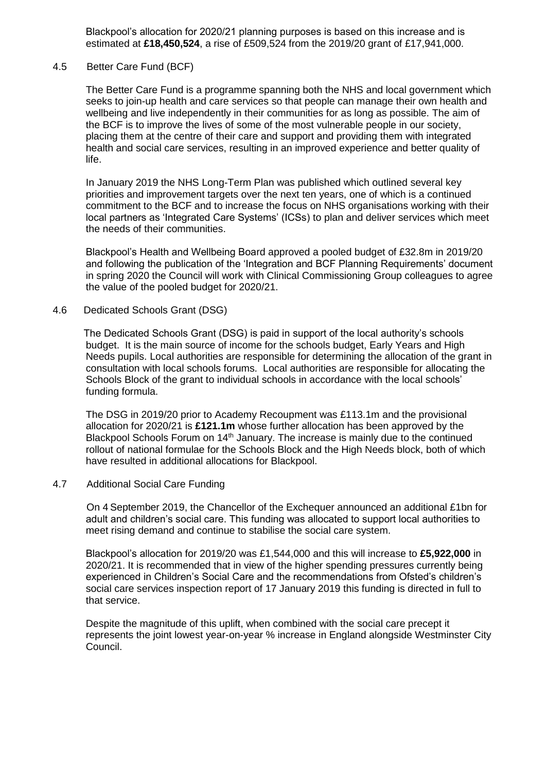Blackpool's allocation for 2020/21 planning purposes is based on this increase and is estimated at **£18,450,524**, a rise of £509,524 from the 2019/20 grant of £17,941,000.

### 4.5 Better Care Fund (BCF)

The Better Care Fund is a programme spanning both the NHS and local government which seeks to join-up health and care services so that people can manage their own health and wellbeing and live independently in their communities for as long as possible. The aim of the BCF is to improve the lives of some of the most vulnerable people in our society, placing them at the centre of their care and support and providing them with integrated health and social care services, resulting in an improved experience and better quality of life.

In January 2019 the NHS Long-Term Plan was published which outlined several key priorities and improvement targets over the next ten years, one of which is a continued commitment to the BCF and to increase the focus on NHS organisations working with their local partners as 'Integrated Care Systems' (ICSs) to plan and deliver services which meet the needs of their communities.

Blackpool's Health and Wellbeing Board approved a pooled budget of £32.8m in 2019/20 and following the publication of the 'Integration and BCF Planning Requirements' document in spring 2020 the Council will work with Clinical Commissioning Group colleagues to agree the value of the pooled budget for 2020/21.

### 4.6 Dedicated Schools Grant (DSG)

The Dedicated Schools Grant (DSG) is paid in support of the local authority's schools budget. It is the main source of income for the schools budget, Early Years and High Needs pupils. Local authorities are responsible for determining the allocation of the grant in consultation with local schools forums. Local authorities are responsible for allocating the Schools Block of the grant to individual schools in accordance with the local schools' funding formula.

The DSG in 2019/20 prior to Academy Recoupment was £113.1m and the provisional allocation for 2020/21 is **£121.1m** whose further allocation has been approved by the Blackpool Schools Forum on 14th January. The increase is mainly due to the continued rollout of national formulae for the Schools Block and the High Needs block, both of which have resulted in additional allocations for Blackpool.

### 4.7 Additional Social Care Funding

On 4 September 2019, the Chancellor of the Exchequer announced an additional £1bn for adult and children's social care. This funding was allocated to support local authorities to meet rising demand and continue to stabilise the social care system.

Blackpool's allocation for 2019/20 was £1,544,000 and this will increase to **£5,922,000** in 2020/21. It is recommended that in view of the higher spending pressures currently being experienced in Children's Social Care and the recommendations from Ofsted's children's social care services inspection report of 17 January 2019 this funding is directed in full to that service.

Despite the magnitude of this uplift, when combined with the social care precept it represents the joint lowest year-on-year % increase in England alongside Westminster City Council.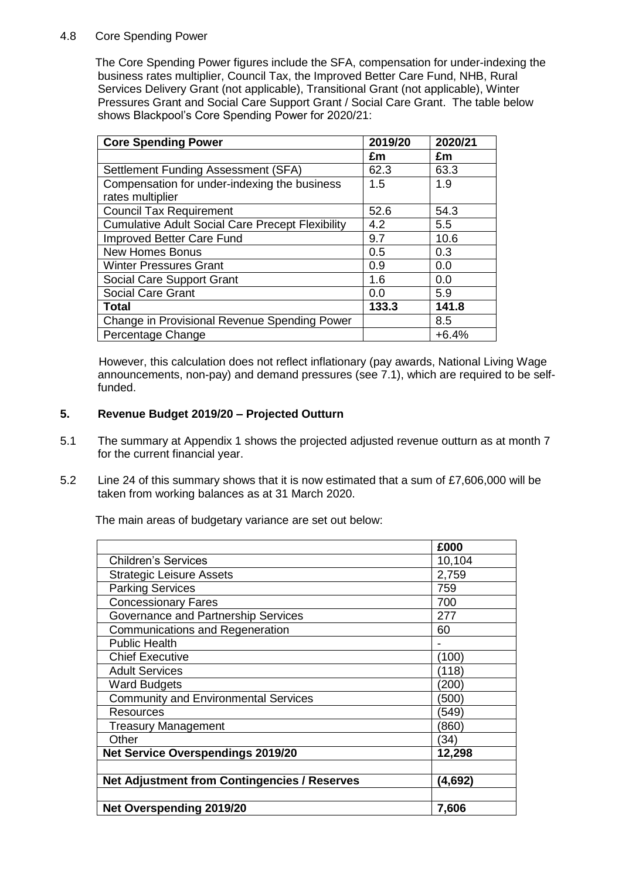4.8 Core Spending Power

The Core Spending Power figures include the SFA, compensation for under-indexing the business rates multiplier, Council Tax, the Improved Better Care Fund, NHB, Rural Services Delivery Grant (not applicable), Transitional Grant (not applicable), Winter Pressures Grant and Social Care Support Grant / Social Care Grant. The table below shows Blackpool's Core Spending Power for 2020/21:

| Core Spending Power | 2019/20 | 2020/21 |
|---|---|---|
| | £m | £m |
| Settlement Funding Assessment (SFA) | 62.3 | 63.3 |
| Compensation for under-indexing the business rates multiplier | 1.5 | 1.9 |
| Council Tax Requirement | 52.6 | 54.3 |
| Cumulative Adult Social Care Precept Flexibility | 4.2 | 5.5 |
| Improved Better Care Fund | 9.7 | 10.6 |
| New Homes Bonus | 0.5 | 0.3 |
| Winter Pressures Grant | 0.9 | 0.0 |
| Social Care Support Grant | 1.6 | 0.0 |
| Social Care Grant | 0.0 | 5.9 |
| **Total** | **133.3** | **141.8** |
| Change in Provisional Revenue Spending Power | | 8.5 |
| Percentage Change | | +6.4% |

However, this calculation does not reflect inflationary (pay awards, National Living Wage announcements, non-pay) and demand pressures (see 7.1), which are required to be self-funded.

## 5. Revenue Budget 2019/20 – Projected Outturn

5.1 The summary at Appendix 1 shows the projected adjusted revenue outturn as at month 7 for the current financial year.

5.2 Line 24 of this summary shows that it is now estimated that a sum of £7,606,000 will be taken from working balances as at 31 March 2020.

The main areas of budgetary variance are set out below:

| | £000 |
|---|---|
| Children's Services | 10,104 |
| Strategic Leisure Assets | 2,759 |
| Parking Services | 759 |
| Concessionary Fares | 700 |
| Governance and Partnership Services | 277 |
| Communications and Regeneration | 60 |
| Public Health | - |
| Chief Executive | (100) |
| Adult Services | (118) |
| Ward Budgets | (200) |
| Community and Environmental Services | (500) |
| Resources | (549) |
| Treasury Management | (860) |
| Other | (34) |
| **Net Service Overspendings 2019/20** | **12,298** |
| | |
| **Net Adjustment from Contingencies / Reserves** | **(4,692)** |
| | |
| **Net Overspending 2019/20** | **7,606** |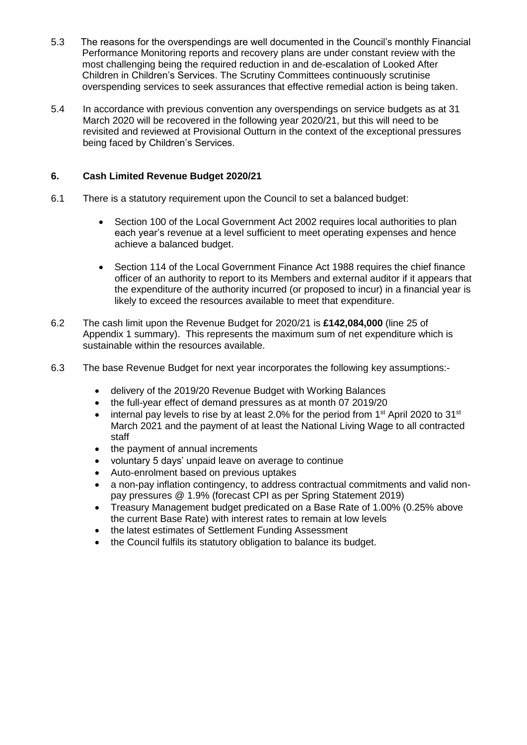5.3 The reasons for the overspendings are well documented in the Council's monthly Financial Performance Monitoring reports and recovery plans are under constant review with the most challenging being the required reduction in and de-escalation of Looked After Children in Children's Services. The Scrutiny Committees continuously scrutinise overspending services to seek assurances that effective remedial action is being taken.

5.4 In accordance with previous convention any overspendings on service budgets as at 31 March 2020 will be recovered in the following year 2020/21, but this will need to be revisited and reviewed at Provisional Outturn in the context of the exceptional pressures being faced by Children's Services.

## 6. Cash Limited Revenue Budget 2020/21

6.1 There is a statutory requirement upon the Council to set a balanced budget:

- Section 100 of the Local Government Act 2002 requires local authorities to plan each year's revenue at a level sufficient to meet operating expenses and hence achieve a balanced budget.

- Section 114 of the Local Government Finance Act 1988 requires the chief finance officer of an authority to report to its Members and external auditor if it appears that the expenditure of the authority incurred (or proposed to incur) in a financial year is likely to exceed the resources available to meet that expenditure.

6.2 The cash limit upon the Revenue Budget for 2020/21 is **£142,084,000** (line 25 of Appendix 1 summary). This represents the maximum sum of net expenditure which is sustainable within the resources available.

6.3 The base Revenue Budget for next year incorporates the following key assumptions:-

- delivery of the 2019/20 Revenue Budget with Working Balances
- the full-year effect of demand pressures as at month 07 2019/20
- internal pay levels to rise by at least 2.0% for the period from 1st April 2020 to 31st March 2021 and the payment of at least the National Living Wage to all contracted staff
- the payment of annual increments
- voluntary 5 days' unpaid leave on average to continue
- Auto-enrolment based on previous uptakes
- a non-pay inflation contingency, to address contractual commitments and valid non-pay pressures @ 1.9% (forecast CPI as per Spring Statement 2019)
- Treasury Management budget predicated on a Base Rate of 1.00% (0.25% above the current Base Rate) with interest rates to remain at low levels
- the latest estimates of Settlement Funding Assessment
- the Council fulfils its statutory obligation to balance its budget.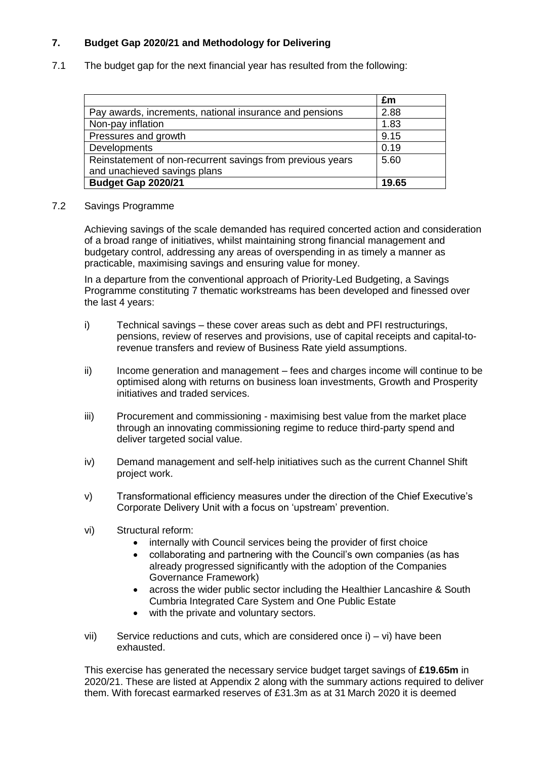## 7. Budget Gap 2020/21 and Methodology for Delivering

7.1 The budget gap for the next financial year has resulted from the following:

| | £m |
|---|---|
| Pay awards, increments, national insurance and pensions | 2.88 |
| Non-pay inflation | 1.83 |
| Pressures and growth | 9.15 |
| Developments | 0.19 |
| Reinstatement of non-recurrent savings from previous years and unachieved savings plans | 5.60 |
| **Budget Gap 2020/21** | **19.65** |

7.2 Savings Programme

Achieving savings of the scale demanded has required concerted action and consideration of a broad range of initiatives, whilst maintaining strong financial management and budgetary control, addressing any areas of overspending in as timely a manner as practicable, maximising savings and ensuring value for money.

In a departure from the conventional approach of Priority-Led Budgeting, a Savings Programme constituting 7 thematic workstreams has been developed and finessed over the last 4 years:

i) Technical savings – these cover areas such as debt and PFI restructurings, pensions, review of reserves and provisions, use of capital receipts and capital-to-revenue transfers and review of Business Rate yield assumptions.

ii) Income generation and management – fees and charges income will continue to be optimised along with returns on business loan investments, Growth and Prosperity initiatives and traded services.

iii) Procurement and commissioning - maximising best value from the market place through an innovating commissioning regime to reduce third-party spend and deliver targeted social value.

iv) Demand management and self-help initiatives such as the current Channel Shift project work.

v) Transformational efficiency measures under the direction of the Chief Executive's Corporate Delivery Unit with a focus on 'upstream' prevention.

vi) Structural reform:
- internally with Council services being the provider of first choice
- collaborating and partnering with the Council's own companies (as has already progressed significantly with the adoption of the Companies Governance Framework)
- across the wider public sector including the Healthier Lancashire & South Cumbria Integrated Care System and One Public Estate
- with the private and voluntary sectors.

vii) Service reductions and cuts, which are considered once i) – vi) have been exhausted.

This exercise has generated the necessary service budget target savings of **£19.65m** in 2020/21. These are listed at Appendix 2 along with the summary actions required to deliver them. With forecast earmarked reserves of £31.3m as at 31 March 2020 it is deemed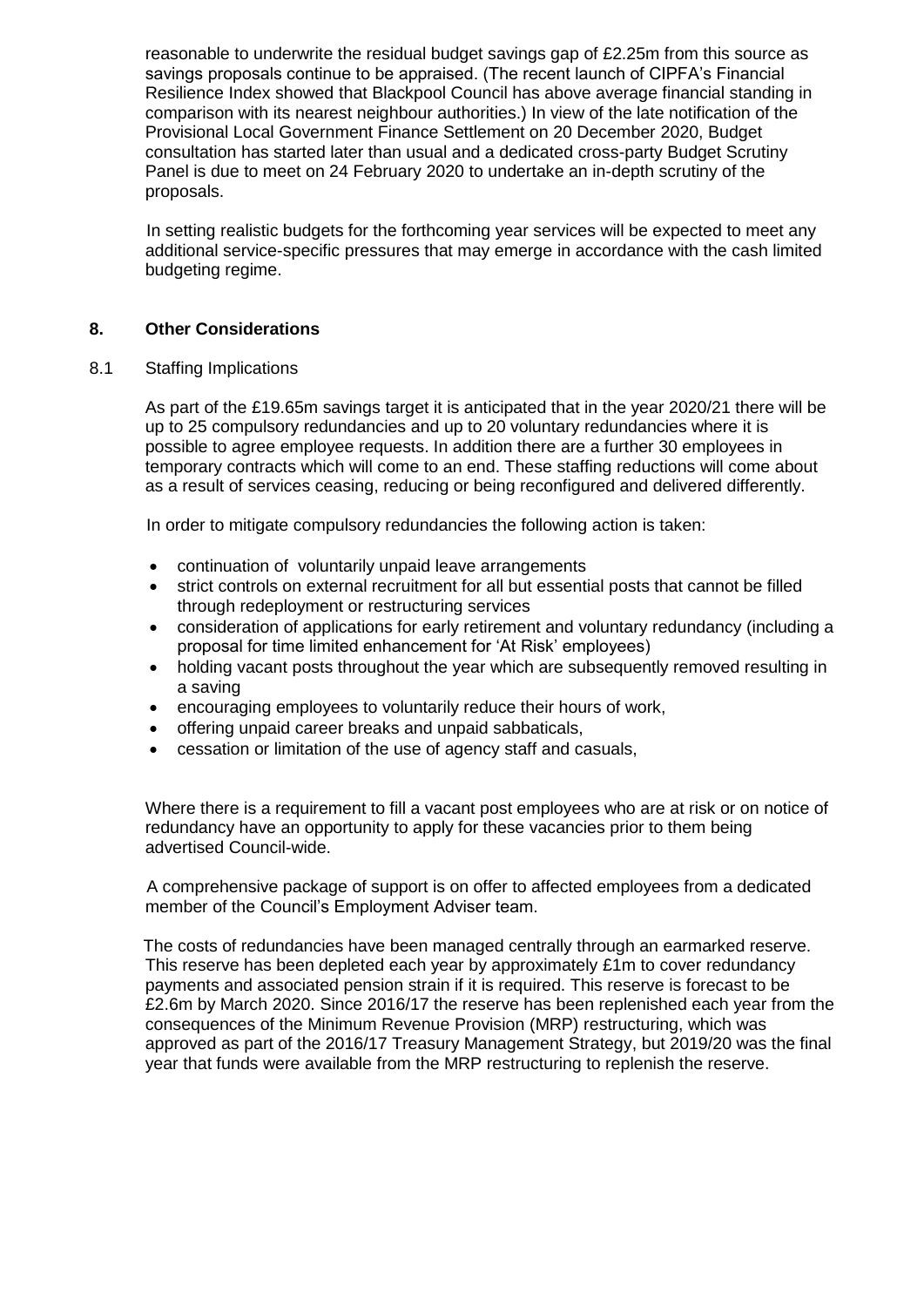reasonable to underwrite the residual budget savings gap of £2.25m from this source as savings proposals continue to be appraised. (The recent launch of CIPFA's Financial Resilience Index showed that Blackpool Council has above average financial standing in comparison with its nearest neighbour authorities.) In view of the late notification of the Provisional Local Government Finance Settlement on 20 December 2020, Budget consultation has started later than usual and a dedicated cross-party Budget Scrutiny Panel is due to meet on 24 February 2020 to undertake an in-depth scrutiny of the proposals.

In setting realistic budgets for the forthcoming year services will be expected to meet any additional service-specific pressures that may emerge in accordance with the cash limited budgeting regime.

## 8. Other Considerations

8.1 Staffing Implications

As part of the £19.65m savings target it is anticipated that in the year 2020/21 there will be up to 25 compulsory redundancies and up to 20 voluntary redundancies where it is possible to agree employee requests. In addition there are a further 30 employees in temporary contracts which will come to an end. These staffing reductions will come about as a result of services ceasing, reducing or being reconfigured and delivered differently.

In order to mitigate compulsory redundancies the following action is taken:

- continuation of voluntarily unpaid leave arrangements
- strict controls on external recruitment for all but essential posts that cannot be filled through redeployment or restructuring services
- consideration of applications for early retirement and voluntary redundancy (including a proposal for time limited enhancement for 'At Risk' employees)
- holding vacant posts throughout the year which are subsequently removed resulting in a saving
- encouraging employees to voluntarily reduce their hours of work,
- offering unpaid career breaks and unpaid sabbaticals,
- cessation or limitation of the use of agency staff and casuals,

Where there is a requirement to fill a vacant post employees who are at risk or on notice of redundancy have an opportunity to apply for these vacancies prior to them being advertised Council-wide.

A comprehensive package of support is on offer to affected employees from a dedicated member of the Council's Employment Adviser team.

The costs of redundancies have been managed centrally through an earmarked reserve. This reserve has been depleted each year by approximately £1m to cover redundancy payments and associated pension strain if it is required. This reserve is forecast to be £2.6m by March 2020. Since 2016/17 the reserve has been replenished each year from the consequences of the Minimum Revenue Provision (MRP) restructuring, which was approved as part of the 2016/17 Treasury Management Strategy, but 2019/20 was the final year that funds were available from the MRP restructuring to replenish the reserve.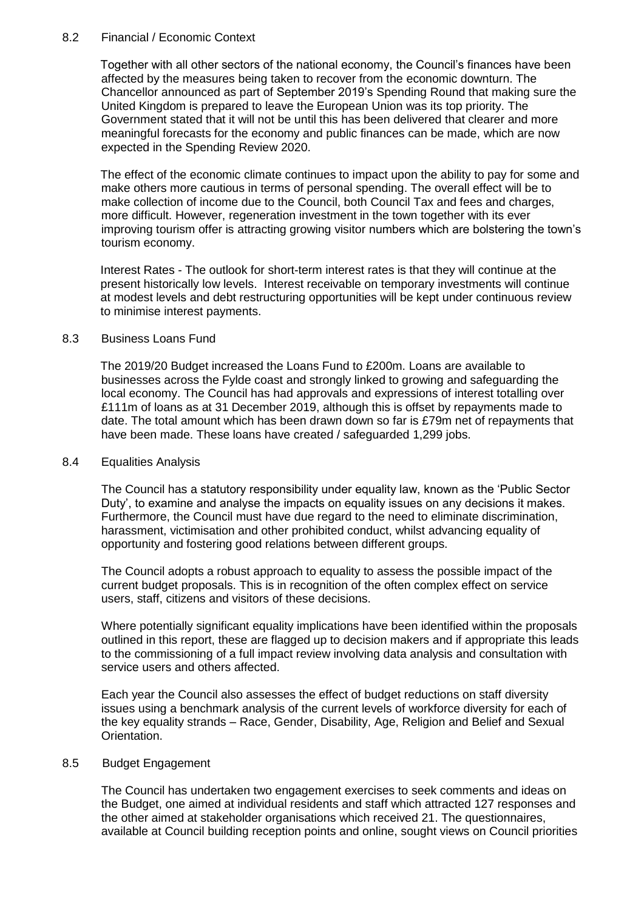### 8.2 Financial / Economic Context

Together with all other sectors of the national economy, the Council's finances have been affected by the measures being taken to recover from the economic downturn. The Chancellor announced as part of September 2019's Spending Round that making sure the United Kingdom is prepared to leave the European Union was its top priority. The Government stated that it will not be until this has been delivered that clearer and more meaningful forecasts for the economy and public finances can be made, which are now expected in the Spending Review 2020.

The effect of the economic climate continues to impact upon the ability to pay for some and make others more cautious in terms of personal spending. The overall effect will be to make collection of income due to the Council, both Council Tax and fees and charges, more difficult. However, regeneration investment in the town together with its ever improving tourism offer is attracting growing visitor numbers which are bolstering the town's tourism economy.

Interest Rates - The outlook for short-term interest rates is that they will continue at the present historically low levels. Interest receivable on temporary investments will continue at modest levels and debt restructuring opportunities will be kept under continuous review to minimise interest payments.

### 8.3 Business Loans Fund

The 2019/20 Budget increased the Loans Fund to £200m. Loans are available to businesses across the Fylde coast and strongly linked to growing and safeguarding the local economy. The Council has had approvals and expressions of interest totalling over £111m of loans as at 31 December 2019, although this is offset by repayments made to date. The total amount which has been drawn down so far is £79m net of repayments that have been made. These loans have created / safeguarded 1,299 jobs.

### 8.4 Equalities Analysis

The Council has a statutory responsibility under equality law, known as the 'Public Sector Duty', to examine and analyse the impacts on equality issues on any decisions it makes. Furthermore, the Council must have due regard to the need to eliminate discrimination, harassment, victimisation and other prohibited conduct, whilst advancing equality of opportunity and fostering good relations between different groups.

The Council adopts a robust approach to equality to assess the possible impact of the current budget proposals. This is in recognition of the often complex effect on service users, staff, citizens and visitors of these decisions.

Where potentially significant equality implications have been identified within the proposals outlined in this report, these are flagged up to decision makers and if appropriate this leads to the commissioning of a full impact review involving data analysis and consultation with service users and others affected.

Each year the Council also assesses the effect of budget reductions on staff diversity issues using a benchmark analysis of the current levels of workforce diversity for each of the key equality strands – Race, Gender, Disability, Age, Religion and Belief and Sexual Orientation.

### 8.5 Budget Engagement

The Council has undertaken two engagement exercises to seek comments and ideas on the Budget, one aimed at individual residents and staff which attracted 127 responses and the other aimed at stakeholder organisations which received 21. The questionnaires, available at Council building reception points and online, sought views on Council priorities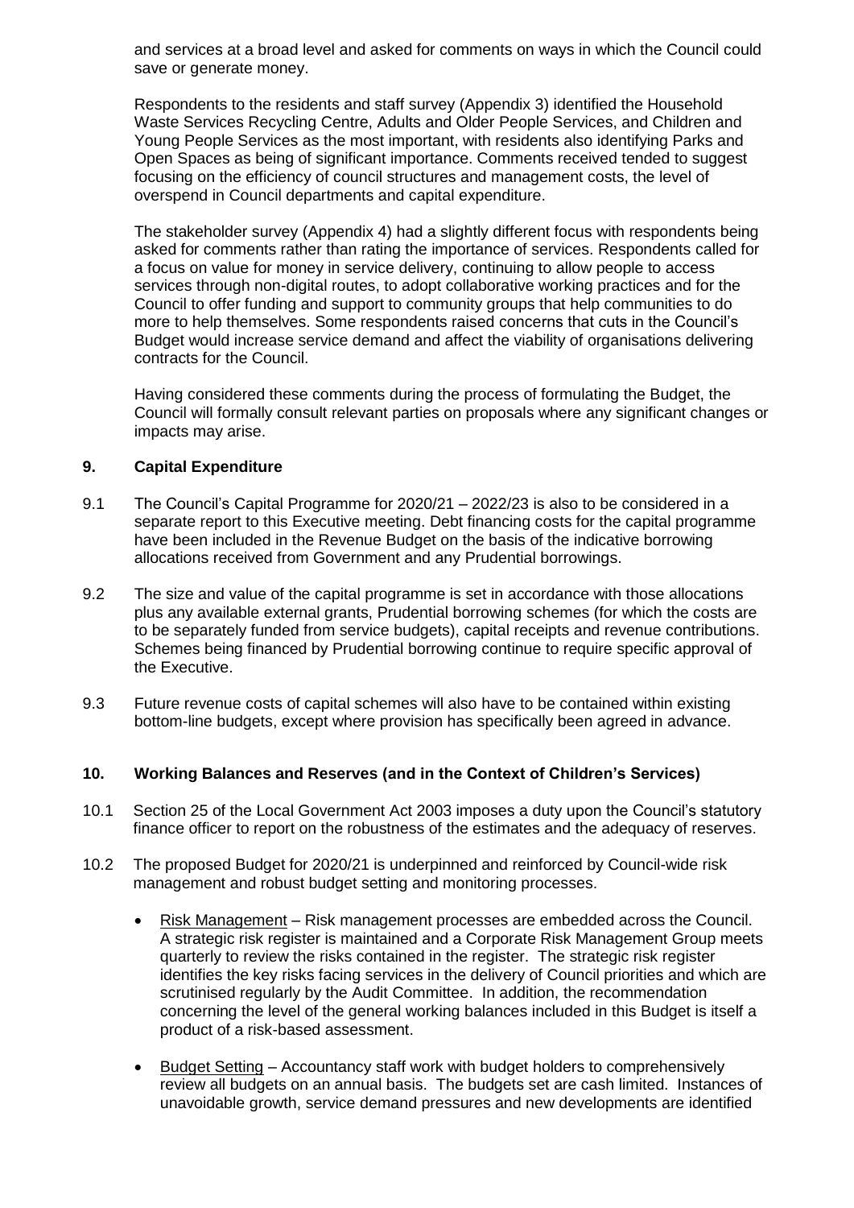and services at a broad level and asked for comments on ways in which the Council could save or generate money.

Respondents to the residents and staff survey (Appendix 3) identified the Household Waste Services Recycling Centre, Adults and Older People Services, and Children and Young People Services as the most important, with residents also identifying Parks and Open Spaces as being of significant importance. Comments received tended to suggest focusing on the efficiency of council structures and management costs, the level of overspend in Council departments and capital expenditure.

The stakeholder survey (Appendix 4) had a slightly different focus with respondents being asked for comments rather than rating the importance of services. Respondents called for a focus on value for money in service delivery, continuing to allow people to access services through non-digital routes, to adopt collaborative working practices and for the Council to offer funding and support to community groups that help communities to do more to help themselves. Some respondents raised concerns that cuts in the Council's Budget would increase service demand and affect the viability of organisations delivering contracts for the Council.

Having considered these comments during the process of formulating the Budget, the Council will formally consult relevant parties on proposals where any significant changes or impacts may arise.

## 9. Capital Expenditure

9.1 The Council's Capital Programme for 2020/21 – 2022/23 is also to be considered in a separate report to this Executive meeting. Debt financing costs for the capital programme have been included in the Revenue Budget on the basis of the indicative borrowing allocations received from Government and any Prudential borrowings.

9.2 The size and value of the capital programme is set in accordance with those allocations plus any available external grants, Prudential borrowing schemes (for which the costs are to be separately funded from service budgets), capital receipts and revenue contributions. Schemes being financed by Prudential borrowing continue to require specific approval of the Executive.

9.3 Future revenue costs of capital schemes will also have to be contained within existing bottom-line budgets, except where provision has specifically been agreed in advance.

## 10. Working Balances and Reserves (and in the Context of Children's Services)

10.1 Section 25 of the Local Government Act 2003 imposes a duty upon the Council's statutory finance officer to report on the robustness of the estimates and the adequacy of reserves.

10.2 The proposed Budget for 2020/21 is underpinned and reinforced by Council-wide risk management and robust budget setting and monitoring processes.

- Risk Management – Risk management processes are embedded across the Council. A strategic risk register is maintained and a Corporate Risk Management Group meets quarterly to review the risks contained in the register. The strategic risk register identifies the key risks facing services in the delivery of Council priorities and which are scrutinised regularly by the Audit Committee. In addition, the recommendation concerning the level of the general working balances included in this Budget is itself a product of a risk-based assessment.

- Budget Setting – Accountancy staff work with budget holders to comprehensively review all budgets on an annual basis. The budgets set are cash limited. Instances of unavoidable growth, service demand pressures and new developments are identified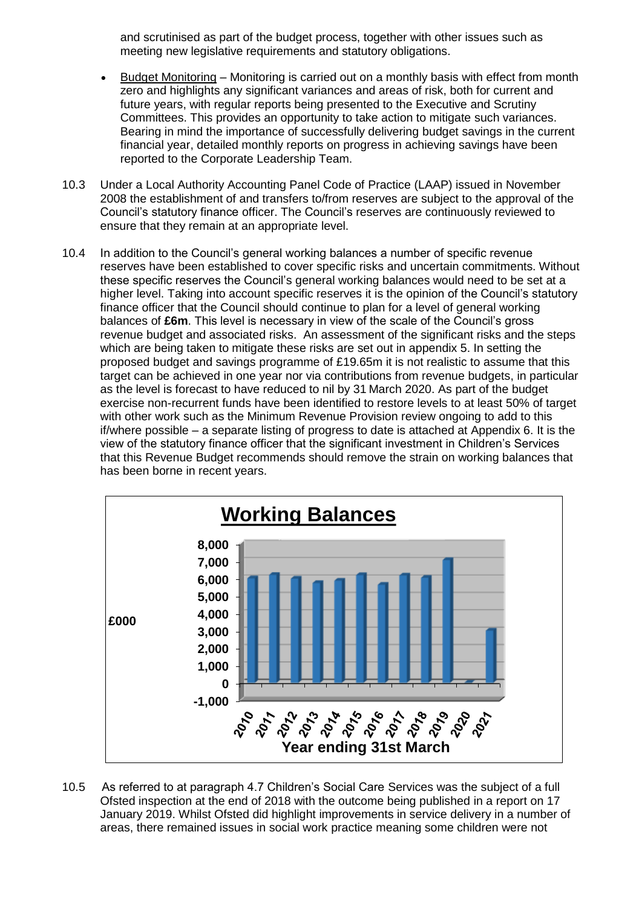and scrutinised as part of the budget process, together with other issues such as meeting new legislative requirements and statutory obligations.

- Budget Monitoring – Monitoring is carried out on a monthly basis with effect from month zero and highlights any significant variances and areas of risk, both for current and future years, with regular reports being presented to the Executive and Scrutiny Committees. This provides an opportunity to take action to mitigate such variances. Bearing in mind the importance of successfully delivering budget savings in the current financial year, detailed monthly reports on progress in achieving savings have been reported to the Corporate Leadership Team.

10.3 Under a Local Authority Accounting Panel Code of Practice (LAAP) issued in November 2008 the establishment of and transfers to/from reserves are subject to the approval of the Council's statutory finance officer. The Council's reserves are continuously reviewed to ensure that they remain at an appropriate level.

10.4 In addition to the Council's general working balances a number of specific revenue reserves have been established to cover specific risks and uncertain commitments. Without these specific reserves the Council's general working balances would need to be set at a higher level. Taking into account specific reserves it is the opinion of the Council's statutory finance officer that the Council should continue to plan for a level of general working balances of **£6m**. This level is necessary in view of the scale of the Council's gross revenue budget and associated risks. An assessment of the significant risks and the steps which are being taken to mitigate these risks are set out in appendix 5. In setting the proposed budget and savings programme of £19.65m it is not realistic to assume that this target can be achieved in one year nor via contributions from revenue budgets, in particular as the level is forecast to have reduced to nil by 31 March 2020. As part of the budget exercise non-recurrent funds have been identified to restore levels to at least 50% of target with other work such as the Minimum Revenue Provision review ongoing to add to this if/where possible – a separate listing of progress to date is attached at Appendix 6. It is the view of the statutory finance officer that the significant investment in Children's Services that this Revenue Budget recommends should remove the strain on working balances that has been borne in recent years.

**Working Balances**

£000 (Year ending 31st March)

10.5 As referred to at paragraph 4.7 Children's Social Care Services was the subject of a full Ofsted inspection at the end of 2018 with the outcome being published in a report on 17 January 2019. Whilst Ofsted did highlight improvements in service delivery in a number of areas, there remained issues in social work practice meaning some children were not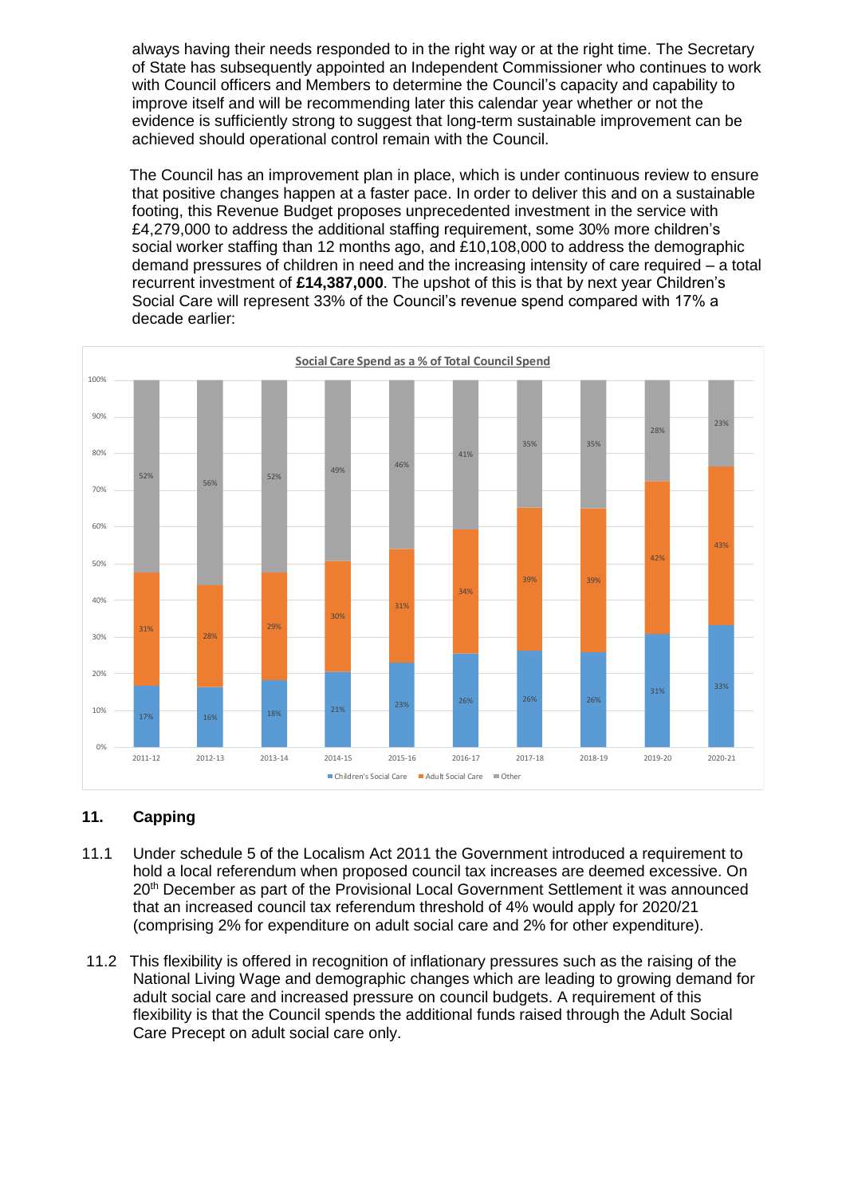always having their needs responded to in the right way or at the right time. The Secretary of State has subsequently appointed an Independent Commissioner who continues to work with Council officers and Members to determine the Council's capacity and capability to improve itself and will be recommending later this calendar year whether or not the evidence is sufficiently strong to suggest that long-term sustainable improvement can be achieved should operational control remain with the Council.

The Council has an improvement plan in place, which is under continuous review to ensure that positive changes happen at a faster pace. In order to deliver this and on a sustainable footing, this Revenue Budget proposes unprecedented investment in the service with £4,279,000 to address the additional staffing requirement, some 30% more children's social worker staffing than 12 months ago, and £10,108,000 to address the demographic demand pressures of children in need and the increasing intensity of care required – a total recurrent investment of **£14,387,000**. The upshot of this is that by next year Children's Social Care will represent 33% of the Council's revenue spend compared with 17% a decade earlier:

**Social Care Spend as a % of Total Council Spend**

| | 2011-12 | 2012-13 | 2013-14 | 2014-15 | 2015-16 | 2016-17 | 2017-18 | 2018-19 | 2019-20 | 2020-21 |
|---|---|---|---|---|---|---|---|---|---|---|
| Children's Social Care | 17% | 16% | 18% | 21% | 23% | 26% | 26% | 26% | 31% | 33% |
| Adult Social Care | 31% | 28% | 29% | 30% | 31% | 34% | 39% | 39% | 42% | 43% |
| Other | 52% | 56% | 52% | 49% | 46% | 41% | 35% | 35% | 28% | 23% |

## 11. Capping

11.1 Under schedule 5 of the Localism Act 2011 the Government introduced a requirement to hold a local referendum when proposed council tax increases are deemed excessive. On 20th December as part of the Provisional Local Government Settlement it was announced that an increased council tax referendum threshold of 4% would apply for 2020/21 (comprising 2% for expenditure on adult social care and 2% for other expenditure).

11.2 This flexibility is offered in recognition of inflationary pressures such as the raising of the National Living Wage and demographic changes which are leading to growing demand for adult social care and increased pressure on council budgets. A requirement of this flexibility is that the Council spends the additional funds raised through the Adult Social Care Precept on adult social care only.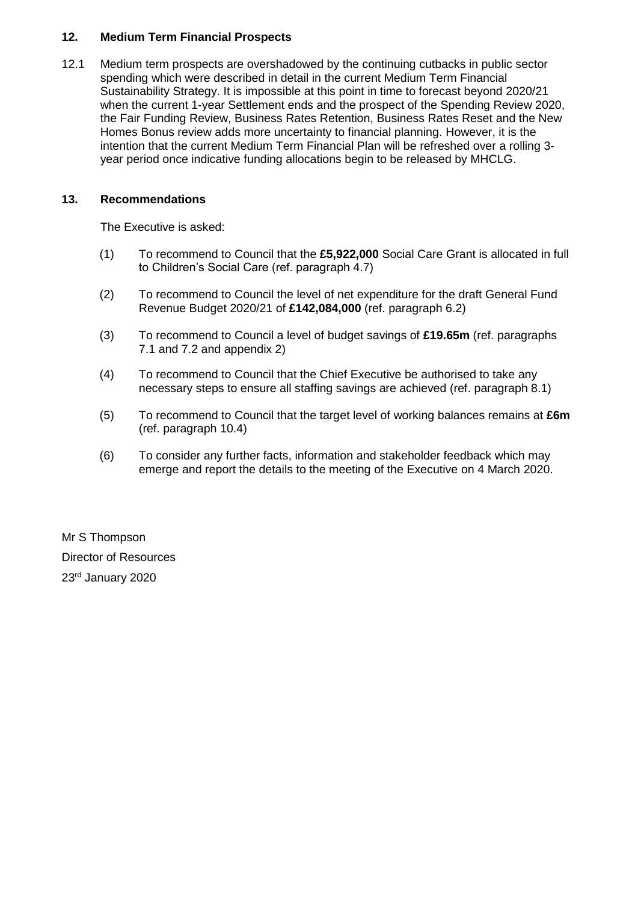## 12. Medium Term Financial Prospects

12.1 Medium term prospects are overshadowed by the continuing cutbacks in public sector spending which were described in detail in the current Medium Term Financial Sustainability Strategy. It is impossible at this point in time to forecast beyond 2020/21 when the current 1-year Settlement ends and the prospect of the Spending Review 2020, the Fair Funding Review, Business Rates Retention, Business Rates Reset and the New Homes Bonus review adds more uncertainty to financial planning. However, it is the intention that the current Medium Term Financial Plan will be refreshed over a rolling 3-year period once indicative funding allocations begin to be released by MHCLG.

## 13. Recommendations

The Executive is asked:

(1) To recommend to Council that the **£5,922,000** Social Care Grant is allocated in full to Children's Social Care (ref. paragraph 4.7)

(2) To recommend to Council the level of net expenditure for the draft General Fund Revenue Budget 2020/21 of **£142,084,000** (ref. paragraph 6.2)

(3) To recommend to Council a level of budget savings of **£19.65m** (ref. paragraphs 7.1 and 7.2 and appendix 2)

(4) To recommend to Council that the Chief Executive be authorised to take any necessary steps to ensure all staffing savings are achieved (ref. paragraph 8.1)

(5) To recommend to Council that the target level of working balances remains at **£6m** (ref. paragraph 10.4)

(6) To consider any further facts, information and stakeholder feedback which may emerge and report the details to the meeting of the Executive on 4 March 2020.

Mr S Thompson
Director of Resources
23rd January 2020